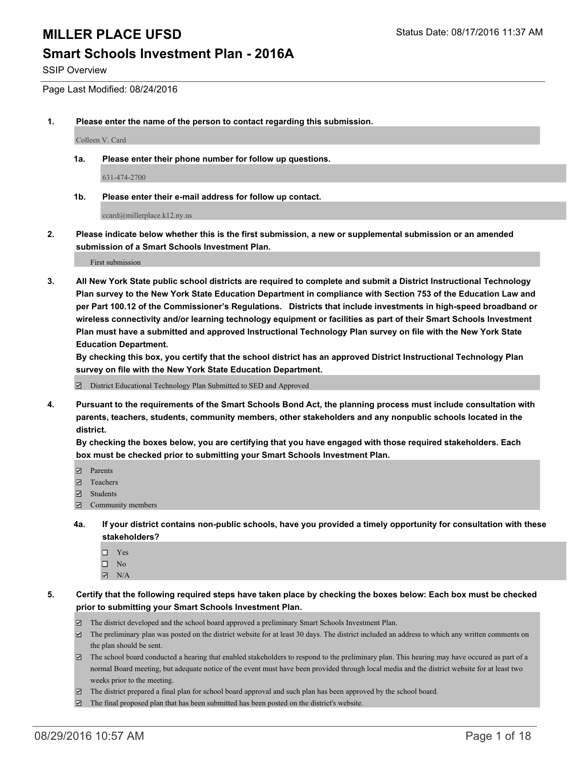# MILLER PLACE UFSD

Status Date: 08/17/2016 11:37 AM

## Smart Schools Investment Plan - 2016A

SSIP Overview

Page Last Modified: 08/24/2016

**1. Please enter the name of the person to contact regarding this submission.**

Colleen V. Card

**1a. Please enter their phone number for follow up questions.**

631-474-2700

**1b. Please enter their e-mail address for follow up contact.**

ccard@millerplace.k12.ny.us

**2. Please indicate below whether this is the first submission, a new or supplemental submission or an amended submission of a Smart Schools Investment Plan.**

First submission

**3. All New York State public school districts are required to complete and submit a District Instructional Technology Plan survey to the New York State Education Department in compliance with Section 753 of the Education Law and per Part 100.12 of the Commissioner's Regulations. Districts that include investments in high-speed broadband or wireless connectivity and/or learning technology equipment or facilities as part of their Smart Schools Investment Plan must have a submitted and approved Instructional Technology Plan survey on file with the New York State Education Department.**
**By checking this box, you certify that the school district has an approved District Instructional Technology Plan survey on file with the New York State Education Department.**

- [x] District Educational Technology Plan Submitted to SED and Approved

**4. Pursuant to the requirements of the Smart Schools Bond Act, the planning process must include consultation with parents, teachers, students, community members, other stakeholders and any nonpublic schools located in the district.**
**By checking the boxes below, you are certifying that you have engaged with those required stakeholders. Each box must be checked prior to submitting your Smart Schools Investment Plan.**

- [x] Parents
- [x] Teachers
- [x] Students
- [x] Community members

**4a. If your district contains non-public schools, have you provided a timely opportunity for consultation with these stakeholders?**

- [ ] Yes
- [ ] No
- [x] N/A

**5. Certify that the following required steps have taken place by checking the boxes below: Each box must be checked prior to submitting your Smart Schools Investment Plan.**

- [x] The district developed and the school board approved a preliminary Smart Schools Investment Plan.
- [x] The preliminary plan was posted on the district website for at least 30 days. The district included an address to which any written comments on the plan should be sent.
- [x] The school board conducted a hearing that enabled stakeholders to respond to the preliminary plan. This hearing may have occured as part of a normal Board meeting, but adequate notice of the event must have been provided through local media and the district website for at least two weeks prior to the meeting.
- [x] The district prepared a final plan for school board approval and such plan has been approved by the school board.
- [x] The final proposed plan that has been submitted has been posted on the district's website.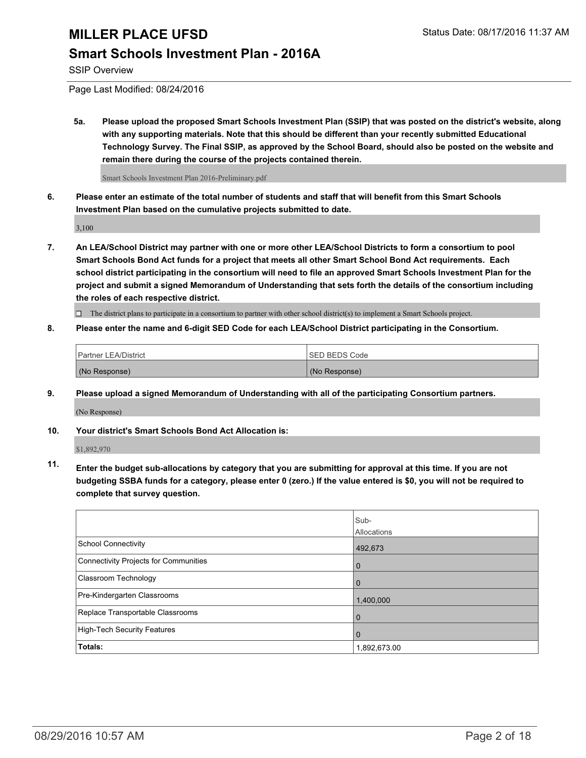**5a. Please upload the proposed Smart Schools Investment Plan (SSIP) that was posted on the district's website, along with any supporting materials. Note that this should be different than your recently submitted Educational Technology Survey. The Final SSIP, as approved by the School Board, should also be posted on the website and remain there during the course of the projects contained therein.**

Smart Schools Investment Plan 2016-Preliminary.pdf

**6. Please enter an estimate of the total number of students and staff that will benefit from this Smart Schools Investment Plan based on the cumulative projects submitted to date.**

3,100

**7. An LEA/School District may partner with one or more other LEA/School Districts to form a consortium to pool Smart Schools Bond Act funds for a project that meets all other Smart School Bond Act requirements. Each school district participating in the consortium will need to file an approved Smart Schools Investment Plan for the project and submit a signed Memorandum of Understanding that sets forth the details of the consortium including the roles of each respective district.**

☐ The district plans to participate in a consortium to partner with other school district(s) to implement a Smart Schools project.

**8. Please enter the name and 6-digit SED Code for each LEA/School District participating in the Consortium.**

| Partner LEA/District | SED BEDS Code |
| --- | --- |
| (No Response) | (No Response) |

**9. Please upload a signed Memorandum of Understanding with all of the participating Consortium partners.**

(No Response)

**10. Your district's Smart Schools Bond Act Allocation is:**

$1,892,970

**11. Enter the budget sub-allocations by category that you are submitting for approval at this time. If you are not budgeting SSBA funds for a category, please enter 0 (zero.) If the value entered is $0, you will not be required to complete that survey question.**

| | Sub-Allocations |
| --- | --- |
| School Connectivity | 492,673 |
| Connectivity Projects for Communities | 0 |
| Classroom Technology | 0 |
| Pre-Kindergarten Classrooms | 1,400,000 |
| Replace Transportable Classrooms | 0 |
| High-Tech Security Features | 0 |
| **Totals:** | 1,892,673.00 |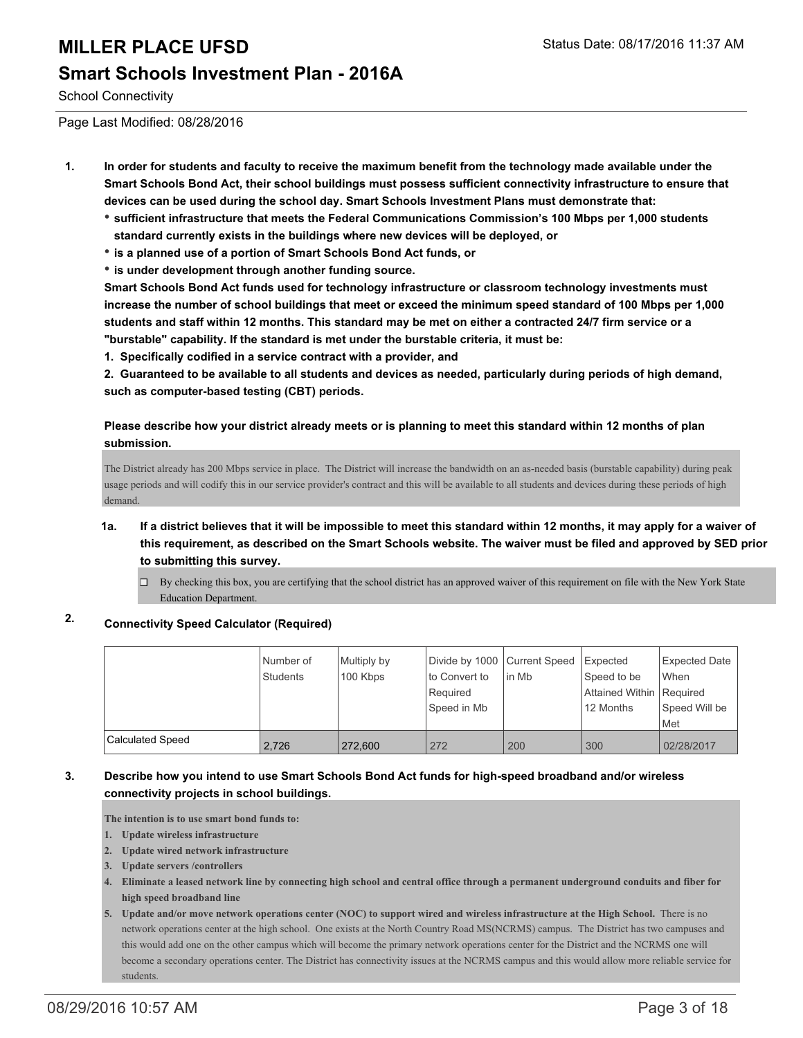# MILLER PLACE UFSD

## Smart Schools Investment Plan - 2016A

School Connectivity

Page Last Modified: 08/28/2016

**1. In order for students and faculty to receive the maximum benefit from the technology made available under the Smart Schools Bond Act, their school buildings must possess sufficient connectivity infrastructure to ensure that devices can be used during the school day. Smart Schools Investment Plans must demonstrate that:**

- **sufficient infrastructure that meets the Federal Communications Commission's 100 Mbps per 1,000 students standard currently exists in the buildings where new devices will be deployed, or**
- **is a planned use of a portion of Smart Schools Bond Act funds, or**
- **is under development through another funding source.**

**Smart Schools Bond Act funds used for technology infrastructure or classroom technology investments must increase the number of school buildings that meet or exceed the minimum speed standard of 100 Mbps per 1,000 students and staff within 12 months. This standard may be met on either a contracted 24/7 firm service or a "burstable" capability. If the standard is met under the burstable criteria, it must be:**

**1. Specifically codified in a service contract with a provider, and**

**2. Guaranteed to be available to all students and devices as needed, particularly during periods of high demand, such as computer-based testing (CBT) periods.**

**Please describe how your district already meets or is planning to meet this standard within 12 months of plan submission.**

The District already has 200 Mbps service in place. The District will increase the bandwidth on an as-needed basis (burstable capability) during peak usage periods and will codify this in our service provider's contract and this will be available to all students and devices during these periods of high demand.

**1a. If a district believes that it will be impossible to meet this standard within 12 months, it may apply for a waiver of this requirement, as described on the Smart Schools website. The waiver must be filed and approved by SED prior to submitting this survey.**

☐ By checking this box, you are certifying that the school district has an approved waiver of this requirement on file with the New York State Education Department.

**2. Connectivity Speed Calculator (Required)**

| | Number of Students | Multiply by 100 Kbps | Divide by 1000 to Convert to Required Speed in Mb | Current Speed in Mb | Expected Speed to be Attained Within 12 Months | Expected Date When Required Speed Will be Met |
|---|---|---|---|---|---|---|
| Calculated Speed | 2,726 | 272,600 | 272 | 200 | 300 | 02/28/2017 |

**3. Describe how you intend to use Smart Schools Bond Act funds for high-speed broadband and/or wireless connectivity projects in school buildings.**

**The intention is to use smart bond funds to:**

1. **Update wireless infrastructure**
2. **Update wired network infrastructure**
3. **Update servers /controllers**
4. **Eliminate a leased network line by connecting high school and central office through a permanent underground conduits and fiber for high speed broadband line**
5. **Update and/or move network operations center (NOC) to support wired and wireless infrastructure at the High School.** There is no network operations center at the high school. One exists at the North Country Road MS(NCRMS) campus. The District has two campuses and this would add one on the other campus which will become the primary network operations center for the District and the NCRMS one will become a secondary operations center. The District has connectivity issues at the NCRMS campus and this would allow more reliable service for students.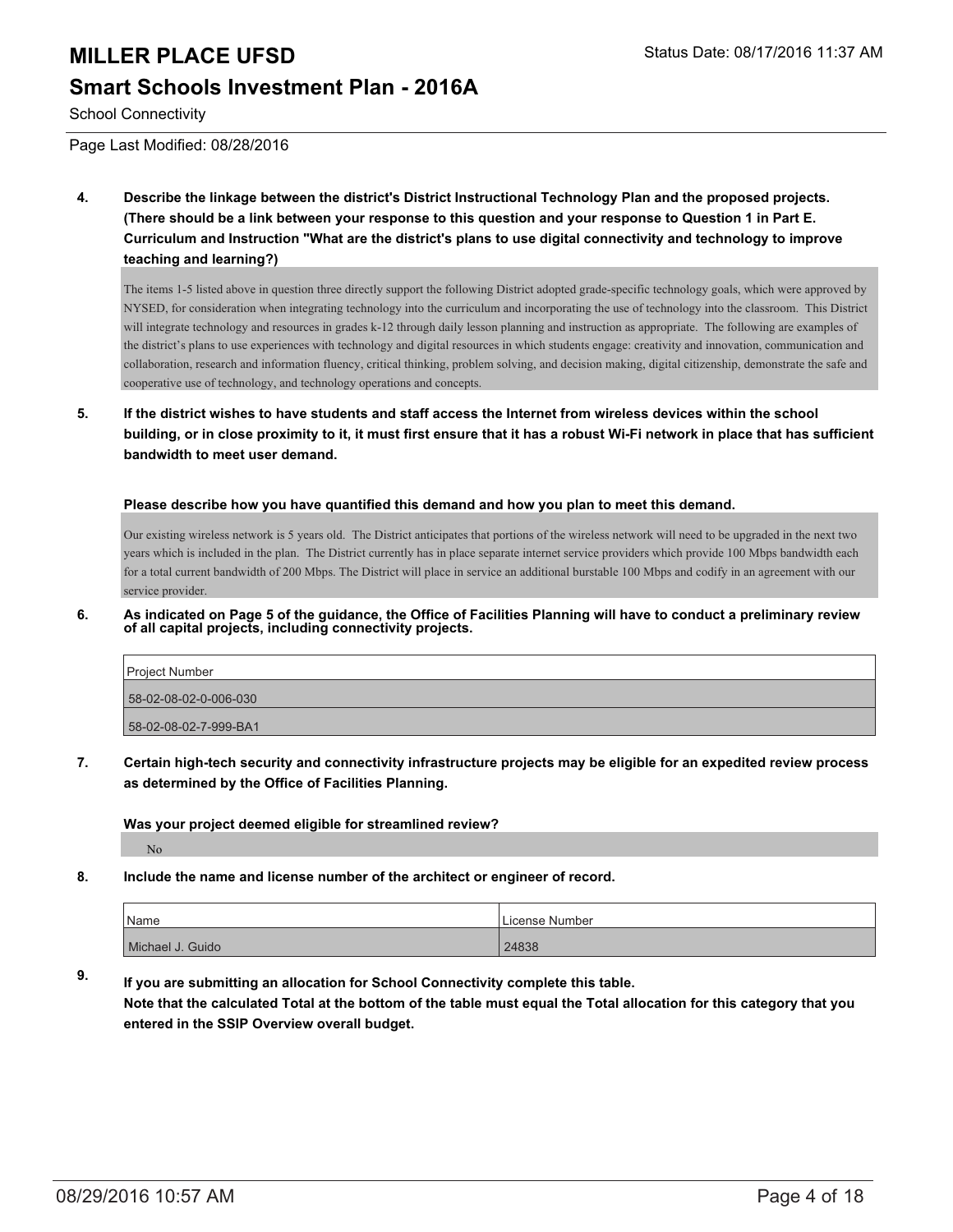# MILLER PLACE UFSD

Status Date: 08/17/2016 11:37 AM

## Smart Schools Investment Plan - 2016A

School Connectivity

Page Last Modified: 08/28/2016

**4. Describe the linkage between the district's District Instructional Technology Plan and the proposed projects. (There should be a link between your response to this question and your response to Question 1 in Part E. Curriculum and Instruction "What are the district's plans to use digital connectivity and technology to improve teaching and learning?)**

The items 1-5 listed above in question three directly support the following District adopted grade-specific technology goals, which were approved by NYSED, for consideration when integrating technology into the curriculum and incorporating the use of technology into the classroom. This District will integrate technology and resources in grades k-12 through daily lesson planning and instruction as appropriate. The following are examples of the district's plans to use experiences with technology and digital resources in which students engage: creativity and innovation, communication and collaboration, research and information fluency, critical thinking, problem solving, and decision making, digital citizenship, demonstrate the safe and cooperative use of technology, and technology operations and concepts.

**5. If the district wishes to have students and staff access the Internet from wireless devices within the school building, or in close proximity to it, it must first ensure that it has a robust Wi-Fi network in place that has sufficient bandwidth to meet user demand.**

**Please describe how you have quantified this demand and how you plan to meet this demand.**

Our existing wireless network is 5 years old. The District anticipates that portions of the wireless network will need to be upgraded in the next two years which is included in the plan. The District currently has in place separate internet service providers which provide 100 Mbps bandwidth each for a total current bandwidth of 200 Mbps. The District will place in service an additional burstable 100 Mbps and codify in an agreement with our service provider.

**6. As indicated on Page 5 of the guidance, the Office of Facilities Planning will have to conduct a preliminary review of all capital projects, including connectivity projects.**

| Project Number |
|---|
| 58-02-08-02-0-006-030 |
| 58-02-08-02-7-999-BA1 |

**7. Certain high-tech security and connectivity infrastructure projects may be eligible for an expedited review process as determined by the Office of Facilities Planning.**

**Was your project deemed eligible for streamlined review?**

No

**8. Include the name and license number of the architect or engineer of record.**

| Name | License Number |
|---|---|
| Michael J. Guido | 24838 |

**9. If you are submitting an allocation for School Connectivity complete this table. Note that the calculated Total at the bottom of the table must equal the Total allocation for this category that you entered in the SSIP Overview overall budget.**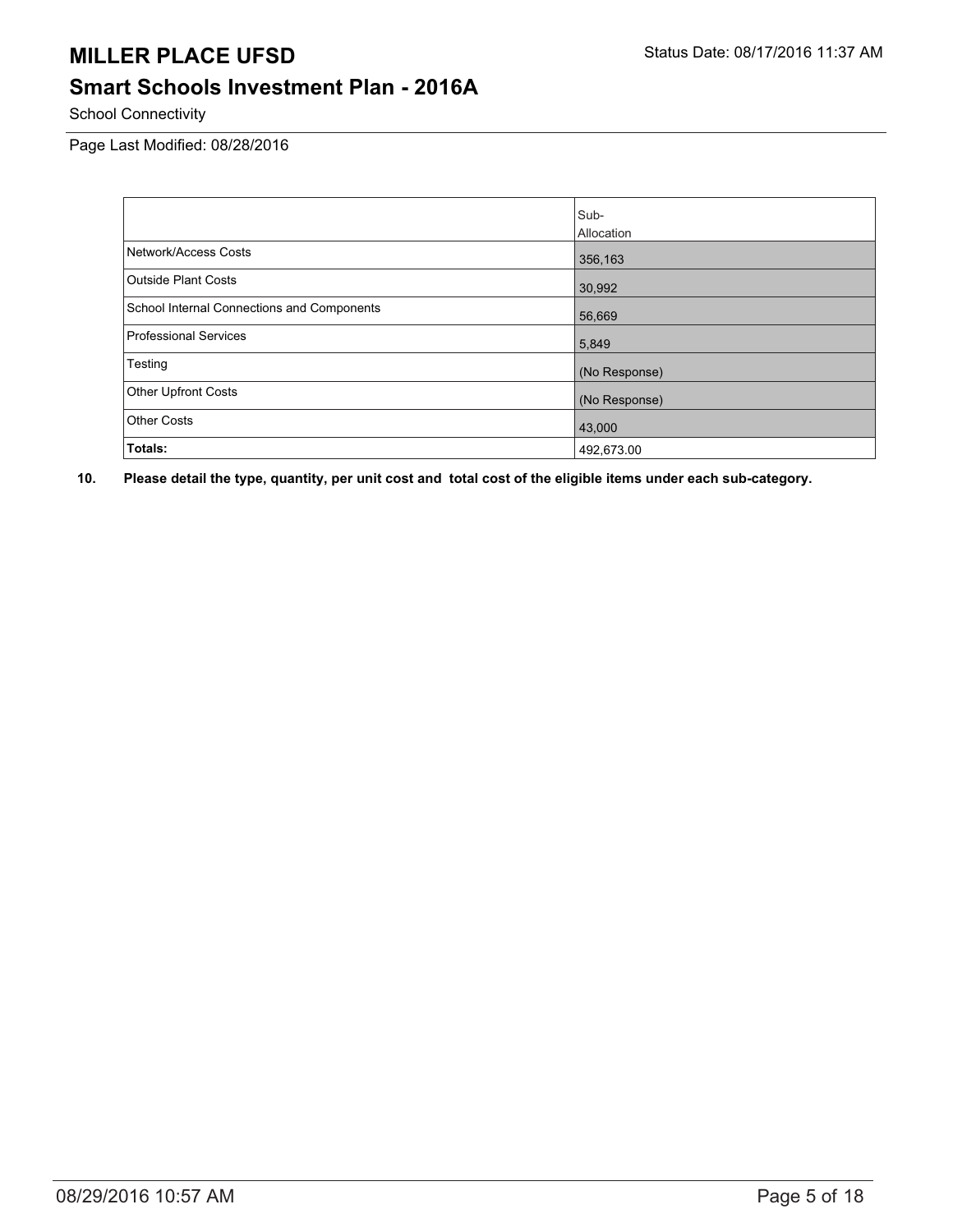# MILLER PLACE UFSD

Status Date: 08/17/2016 11:37 AM

## Smart Schools Investment Plan - 2016A

School Connectivity

Page Last Modified: 08/28/2016

| | Sub-Allocation |
|---|---|
| Network/Access Costs | 356,163 |
| Outside Plant Costs | 30,992 |
| School Internal Connections and Components | 56,669 |
| Professional Services | 5,849 |
| Testing | (No Response) |
| Other Upfront Costs | (No Response) |
| Other Costs | 43,000 |
| **Totals:** | 492,673.00 |

**10. Please detail the type, quantity, per unit cost and total cost of the eligible items under each sub-category.**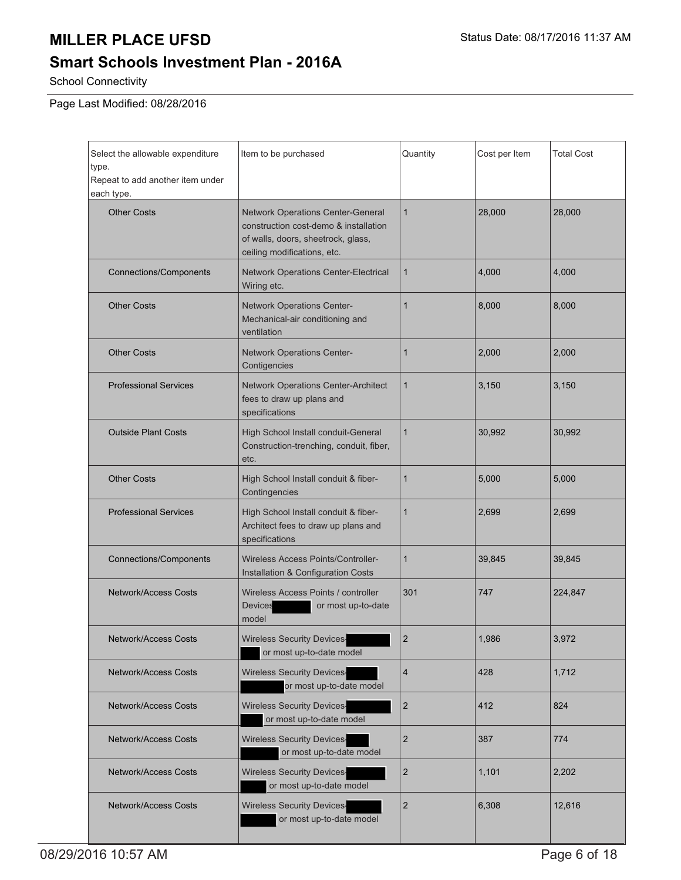**MILLER PLACE UFSD**

Status Date: 08/17/2016 11:37 AM

## Smart Schools Investment Plan - 2016A

School Connectivity

Page Last Modified: 08/28/2016

| Select the allowable expenditure type. Repeat to add another item under each type. | Item to be purchased | Quantity | Cost per Item | Total Cost |
|---|---|---|---|---|
| Other Costs | Network Operations Center-General construction cost-demo & installation of walls, doors, sheetrock, glass, ceiling modifications, etc. | 1 | 28,000 | 28,000 |
| Connections/Components | Network Operations Center-Electrical Wiring etc. | 1 | 4,000 | 4,000 |
| Other Costs | Network Operations Center-Mechanical-air conditioning and ventilation | 1 | 8,000 | 8,000 |
| Other Costs | Network Operations Center-Contigencies | 1 | 2,000 | 2,000 |
| Professional Services | Network Operations Center-Architect fees to draw up plans and specifications | 1 | 3,150 | 3,150 |
| Outside Plant Costs | High School Install conduit-General Construction-trenching, conduit, fiber, etc. | 1 | 30,992 | 30,992 |
| Other Costs | High School Install conduit & fiber-Contingencies | 1 | 5,000 | 5,000 |
| Professional Services | High School Install conduit & fiber-Architect fees to draw up plans and specifications | 1 | 2,699 | 2,699 |
| Connections/Components | Wireless Access Points/Controller-Installation & Configuration Costs | 1 | 39,845 | 39,845 |
| Network/Access Costs | Wireless Access Points / controller Devices [redacted] or most up-to-date model | 301 | 747 | 224,847 |
| Network/Access Costs | Wireless Security Devices-[redacted] or most up-to-date model | 2 | 1,986 | 3,972 |
| Network/Access Costs | Wireless Security Devices-[redacted] or most up-to-date model | 4 | 428 | 1,712 |
| Network/Access Costs | Wireless Security Devices-[redacted] or most up-to-date model | 2 | 412 | 824 |
| Network/Access Costs | Wireless Security Devices-[redacted] or most up-to-date model | 2 | 387 | 774 |
| Network/Access Costs | Wireless Security Devices-[redacted] or most up-to-date model | 2 | 1,101 | 2,202 |
| Network/Access Costs | Wireless Security Devices-[redacted] or most up-to-date model | 2 | 6,308 | 12,616 |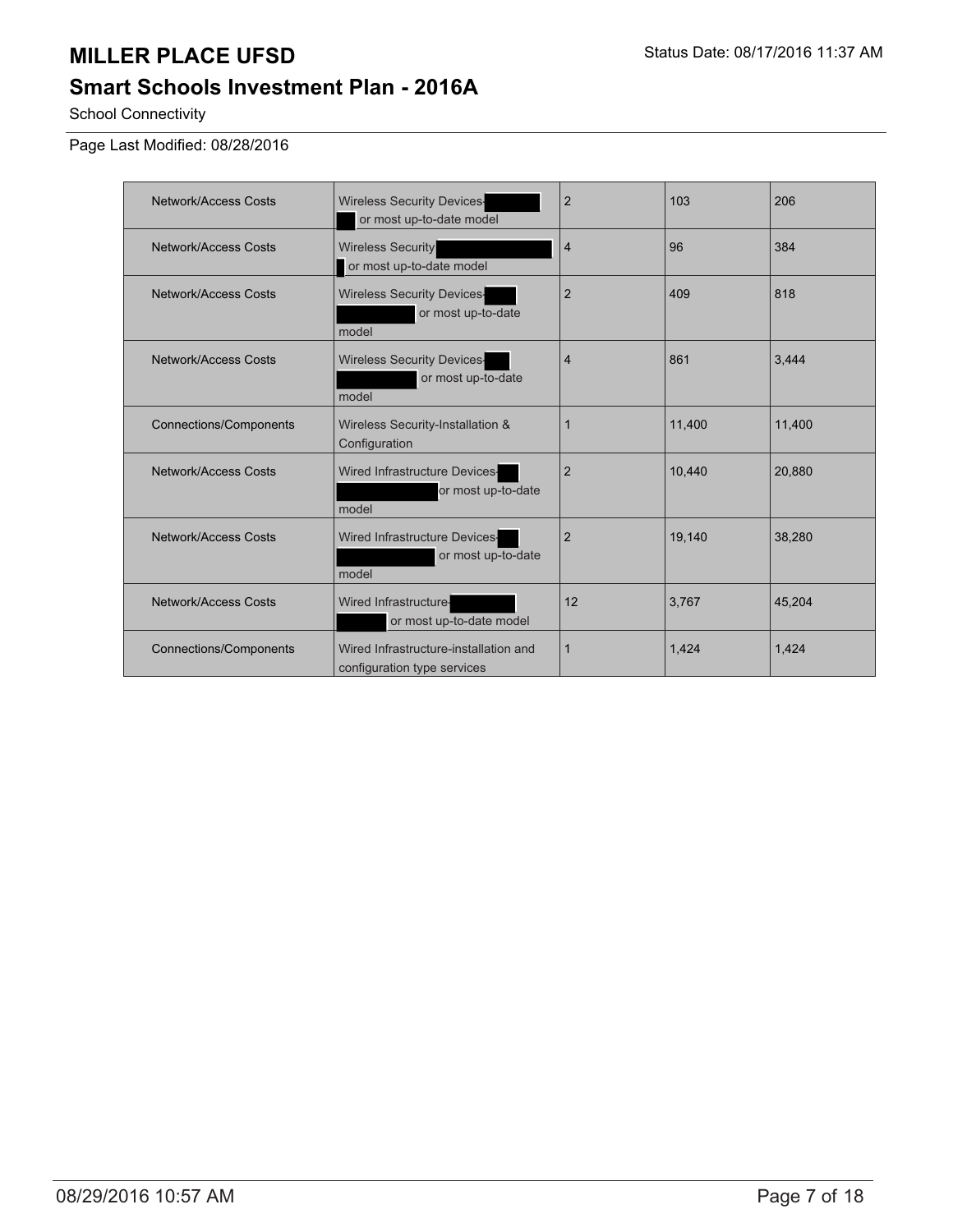# MILLER PLACE UFSD

## Smart Schools Investment Plan - 2016A

School Connectivity

Page Last Modified: 08/28/2016

| | | | | |
|---|---|---|---|---|
| Network/Access Costs | Wireless Security Devices- or most up-to-date model | 2 | 103 | 206 |
| Network/Access Costs | Wireless Security or most up-to-date model | 4 | 96 | 384 |
| Network/Access Costs | Wireless Security Devices- or most up-to-date model | 2 | 409 | 818 |
| Network/Access Costs | Wireless Security Devices- or most up-to-date model | 4 | 861 | 3,444 |
| Connections/Components | Wireless Security-Installation & Configuration | 1 | 11,400 | 11,400 |
| Network/Access Costs | Wired Infrastructure Devices- or most up-to-date model | 2 | 10,440 | 20,880 |
| Network/Access Costs | Wired Infrastructure Devices- or most up-to-date model | 2 | 19,140 | 38,280 |
| Network/Access Costs | Wired Infrastructure- or most up-to-date model | 12 | 3,767 | 45,204 |
| Connections/Components | Wired Infrastructure-installation and configuration type services | 1 | 1,424 | 1,424 |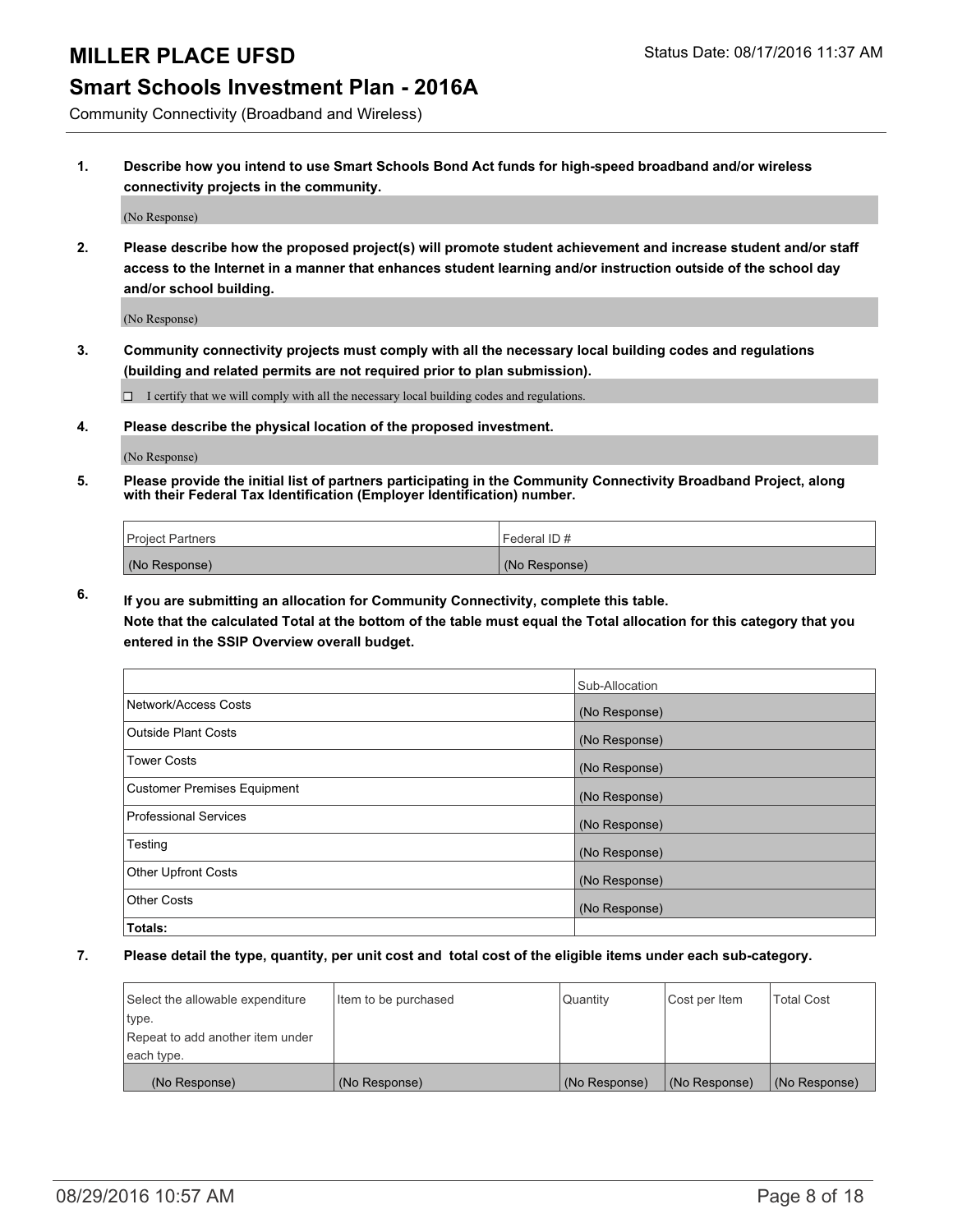# MILLER PLACE UFSD

Status Date: 08/17/2016 11:37 AM

## Smart Schools Investment Plan - 2016A

Community Connectivity (Broadband and Wireless)

**1. Describe how you intend to use Smart Schools Bond Act funds for high-speed broadband and/or wireless connectivity projects in the community.**

(No Response)

**2. Please describe how the proposed project(s) will promote student achievement and increase student and/or staff access to the Internet in a manner that enhances student learning and/or instruction outside of the school day and/or school building.**

(No Response)

**3. Community connectivity projects must comply with all the necessary local building codes and regulations (building and related permits are not required prior to plan submission).**

☐ I certify that we will comply with all the necessary local building codes and regulations.

**4. Please describe the physical location of the proposed investment.**

(No Response)

**5. Please provide the initial list of partners participating in the Community Connectivity Broadband Project, along with their Federal Tax Identification (Employer Identification) number.**

| Project Partners | Federal ID # |
|---|---|
| (No Response) | (No Response) |

**6. If you are submitting an allocation for Community Connectivity, complete this table. Note that the calculated Total at the bottom of the table must equal the Total allocation for this category that you entered in the SSIP Overview overall budget.**

| | Sub-Allocation |
|---|---|
| Network/Access Costs | (No Response) |
| Outside Plant Costs | (No Response) |
| Tower Costs | (No Response) |
| Customer Premises Equipment | (No Response) |
| Professional Services | (No Response) |
| Testing | (No Response) |
| Other Upfront Costs | (No Response) |
| Other Costs | (No Response) |
| **Totals:** | |

**7. Please detail the type, quantity, per unit cost and total cost of the eligible items under each sub-category.**

| Select the allowable expenditure type. Repeat to add another item under each type. | Item to be purchased | Quantity | Cost per Item | Total Cost |
|---|---|---|---|---|
| (No Response) | (No Response) | (No Response) | (No Response) | (No Response) |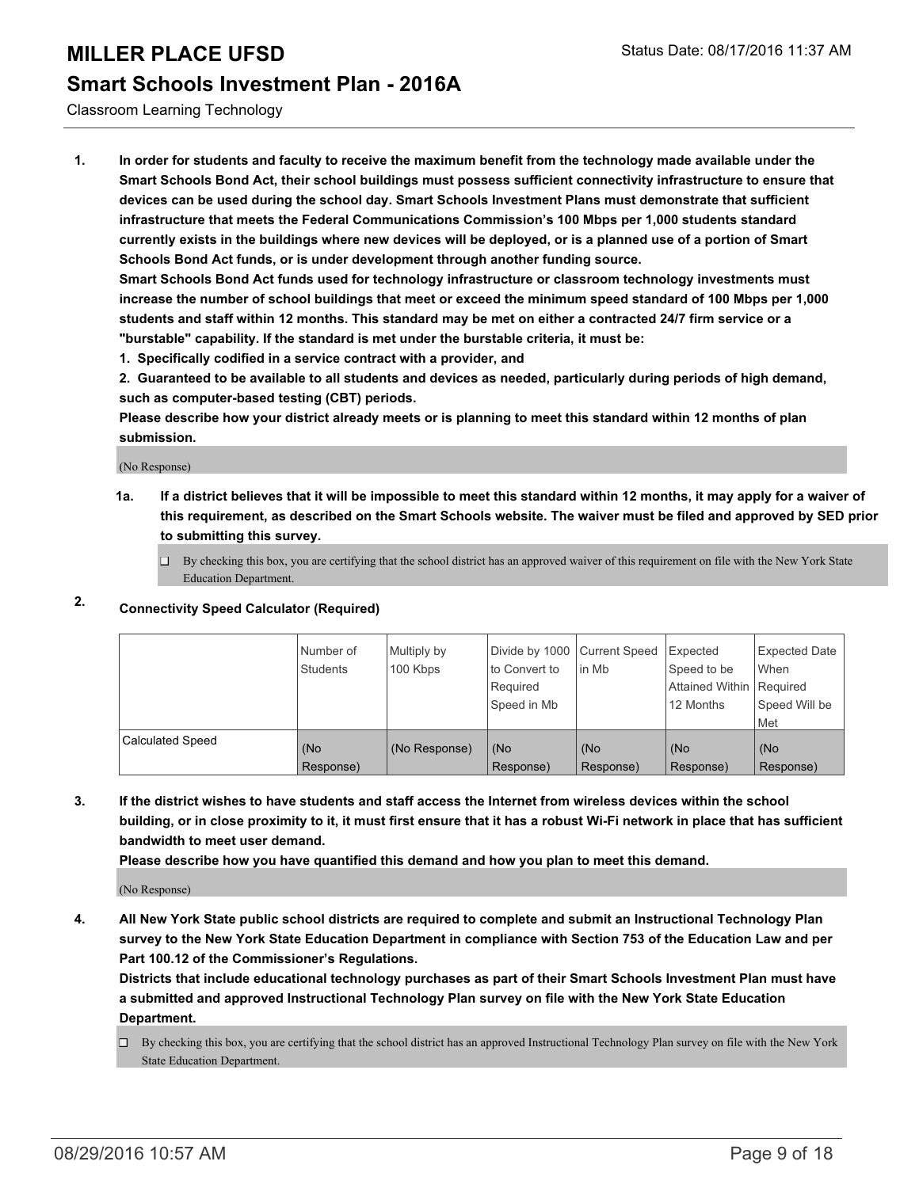## Classroom Learning Technology

**1. In order for students and faculty to receive the maximum benefit from the technology made available under the Smart Schools Bond Act, their school buildings must possess sufficient connectivity infrastructure to ensure that devices can be used during the school day. Smart Schools Investment Plans must demonstrate that sufficient infrastructure that meets the Federal Communications Commission's 100 Mbps per 1,000 students standard currently exists in the buildings where new devices will be deployed, or is a planned use of a portion of Smart Schools Bond Act funds, or is under development through another funding source.**

**Smart Schools Bond Act funds used for technology infrastructure or classroom technology investments must increase the number of school buildings that meet or exceed the minimum speed standard of 100 Mbps per 1,000 students and staff within 12 months. This standard may be met on either a contracted 24/7 firm service or a "burstable" capability. If the standard is met under the burstable criteria, it must be:**

**1. Specifically codified in a service contract with a provider, and**

**2. Guaranteed to be available to all students and devices as needed, particularly during periods of high demand, such as computer-based testing (CBT) periods.**

**Please describe how your district already meets or is planning to meet this standard within 12 months of plan submission.**

(No Response)

**1a. If a district believes that it will be impossible to meet this standard within 12 months, it may apply for a waiver of this requirement, as described on the Smart Schools website. The waiver must be filed and approved by SED prior to submitting this survey.**

☐ By checking this box, you are certifying that the school district has an approved waiver of this requirement on file with the New York State Education Department.

**2. Connectivity Speed Calculator (Required)**

| | Number of Students | Multiply by 100 Kbps | Divide by 1000 to Convert to Required Speed in Mb | Current Speed in Mb | Expected Speed to be Attained Within 12 Months | Expected Date When Required Speed Will be Met |
|---|---|---|---|---|---|---|
| Calculated Speed | (No Response) | (No Response) | (No Response) | (No Response) | (No Response) | (No Response) |

**3. If the district wishes to have students and staff access the Internet from wireless devices within the school building, or in close proximity to it, it must first ensure that it has a robust Wi-Fi network in place that has sufficient bandwidth to meet user demand.**

**Please describe how you have quantified this demand and how you plan to meet this demand.**

(No Response)

**4. All New York State public school districts are required to complete and submit an Instructional Technology Plan survey to the New York State Education Department in compliance with Section 753 of the Education Law and per Part 100.12 of the Commissioner's Regulations.**

**Districts that include educational technology purchases as part of their Smart Schools Investment Plan must have a submitted and approved Instructional Technology Plan survey on file with the New York State Education Department.**

☐ By checking this box, you are certifying that the school district has an approved Instructional Technology Plan survey on file with the New York State Education Department.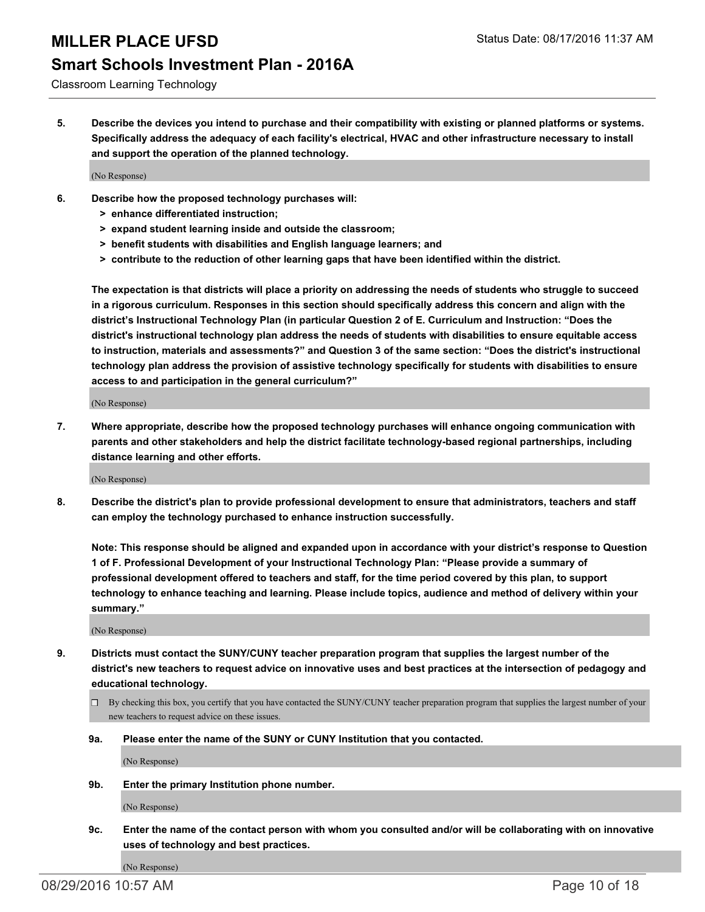**5. Describe the devices you intend to purchase and their compatibility with existing or planned platforms or systems. Specifically address the adequacy of each facility's electrical, HVAC and other infrastructure necessary to install and support the operation of the planned technology.**

(No Response)

**6. Describe how the proposed technology purchases will:**

- **> enhance differentiated instruction;**
- **> expand student learning inside and outside the classroom;**
- **> benefit students with disabilities and English language learners; and**
- **> contribute to the reduction of other learning gaps that have been identified within the district.**

**The expectation is that districts will place a priority on addressing the needs of students who struggle to succeed in a rigorous curriculum. Responses in this section should specifically address this concern and align with the district's Instructional Technology Plan (in particular Question 2 of E. Curriculum and Instruction: "Does the district's instructional technology plan address the needs of students with disabilities to ensure equitable access to instruction, materials and assessments?" and Question 3 of the same section: "Does the district's instructional technology plan address the provision of assistive technology specifically for students with disabilities to ensure access to and participation in the general curriculum?"**

(No Response)

**7. Where appropriate, describe how the proposed technology purchases will enhance ongoing communication with parents and other stakeholders and help the district facilitate technology-based regional partnerships, including distance learning and other efforts.**

(No Response)

**8. Describe the district's plan to provide professional development to ensure that administrators, teachers and staff can employ the technology purchased to enhance instruction successfully.**

**Note: This response should be aligned and expanded upon in accordance with your district's response to Question 1 of F. Professional Development of your Instructional Technology Plan: "Please provide a summary of professional development offered to teachers and staff, for the time period covered by this plan, to support technology to enhance teaching and learning. Please include topics, audience and method of delivery within your summary."**

(No Response)

**9. Districts must contact the SUNY/CUNY teacher preparation program that supplies the largest number of the district's new teachers to request advice on innovative uses and best practices at the intersection of pedagogy and educational technology.**

☐ By checking this box, you certify that you have contacted the SUNY/CUNY teacher preparation program that supplies the largest number of your new teachers to request advice on these issues.

**9a. Please enter the name of the SUNY or CUNY Institution that you contacted.**

(No Response)

**9b. Enter the primary Institution phone number.**

(No Response)

**9c. Enter the name of the contact person with whom you consulted and/or will be collaborating with on innovative uses of technology and best practices.**

(No Response)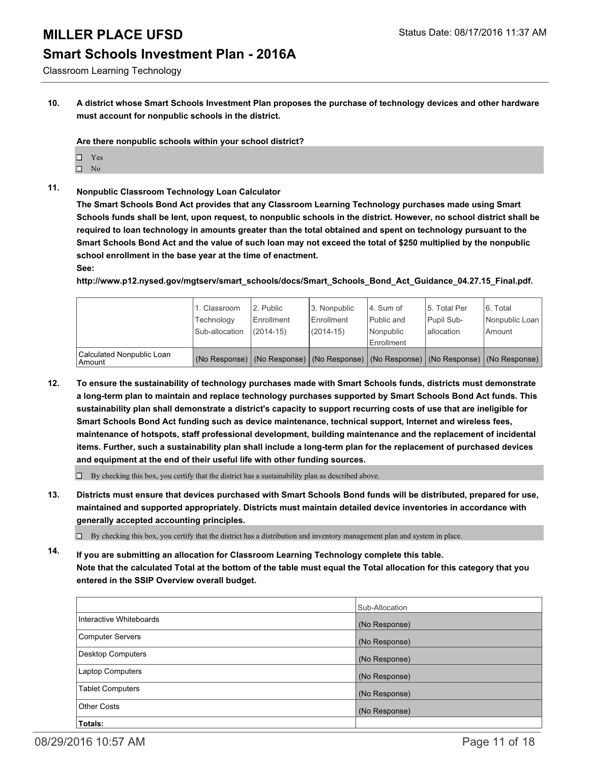**10. A district whose Smart Schools Investment Plan proposes the purchase of technology devices and other hardware must account for nonpublic schools in the district.**

**Are there nonpublic schools within your school district?**

- ☐ Yes
- ☐ No

**11. Nonpublic Classroom Technology Loan Calculator**

**The Smart Schools Bond Act provides that any Classroom Learning Technology purchases made using Smart Schools funds shall be lent, upon request, to nonpublic schools in the district. However, no school district shall be required to loan technology in amounts greater than the total obtained and spent on technology pursuant to the Smart Schools Bond Act and the value of such loan may not exceed the total of $250 multiplied by the nonpublic school enrollment in the base year at the time of enactment.**

**See:**

**http://www.p12.nysed.gov/mgtserv/smart_schools/docs/Smart_Schools_Bond_Act_Guidance_04.27.15_Final.pdf.**

| | 1. Classroom Technology Sub-allocation | 2. Public Enrollment (2014-15) | 3. Nonpublic Enrollment (2014-15) | 4. Sum of Public and Nonpublic Enrollment | 5. Total Per Pupil Sub-allocation | 6. Total Nonpublic Loan Amount |
|---|---|---|---|---|---|---|
| Calculated Nonpublic Loan Amount | (No Response) | (No Response) | (No Response) | (No Response) | (No Response) | (No Response) |

**12. To ensure the sustainability of technology purchases made with Smart Schools funds, districts must demonstrate a long-term plan to maintain and replace technology purchases supported by Smart Schools Bond Act funds. This sustainability plan shall demonstrate a district's capacity to support recurring costs of use that are ineligible for Smart Schools Bond Act funding such as device maintenance, technical support, Internet and wireless fees, maintenance of hotspots, staff professional development, building maintenance and the replacement of incidental items. Further, such a sustainability plan shall include a long-term plan for the replacement of purchased devices and equipment at the end of their useful life with other funding sources.**

☐ By checking this box, you certify that the district has a sustainability plan as described above.

**13. Districts must ensure that devices purchased with Smart Schools Bond funds will be distributed, prepared for use, maintained and supported appropriately. Districts must maintain detailed device inventories in accordance with generally accepted accounting principles.**

☐ By checking this box, you certify that the district has a distribution and inventory management plan and system in place.

**14. If you are submitting an allocation for Classroom Learning Technology complete this table. Note that the calculated Total at the bottom of the table must equal the Total allocation for this category that you entered in the SSIP Overview overall budget.**

| | Sub-Allocation |
|---|---|
| Interactive Whiteboards | (No Response) |
| Computer Servers | (No Response) |
| Desktop Computers | (No Response) |
| Laptop Computers | (No Response) |
| Tablet Computers | (No Response) |
| Other Costs | (No Response) |
| **Totals:** | |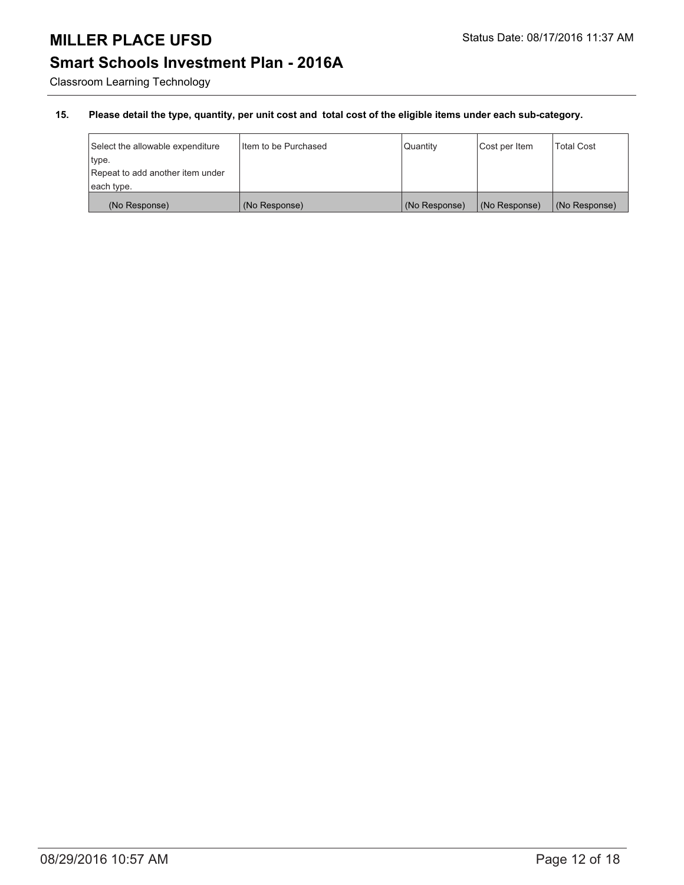Classroom Learning Technology

**15. Please detail the type, quantity, per unit cost and total cost of the eligible items under each sub-category.**

| Select the allowable expenditure type.<br>Repeat to add another item under each type. | Item to be Purchased | Quantity | Cost per Item | Total Cost |
|---|---|---|---|---|
| (No Response) | (No Response) | (No Response) | (No Response) | (No Response) |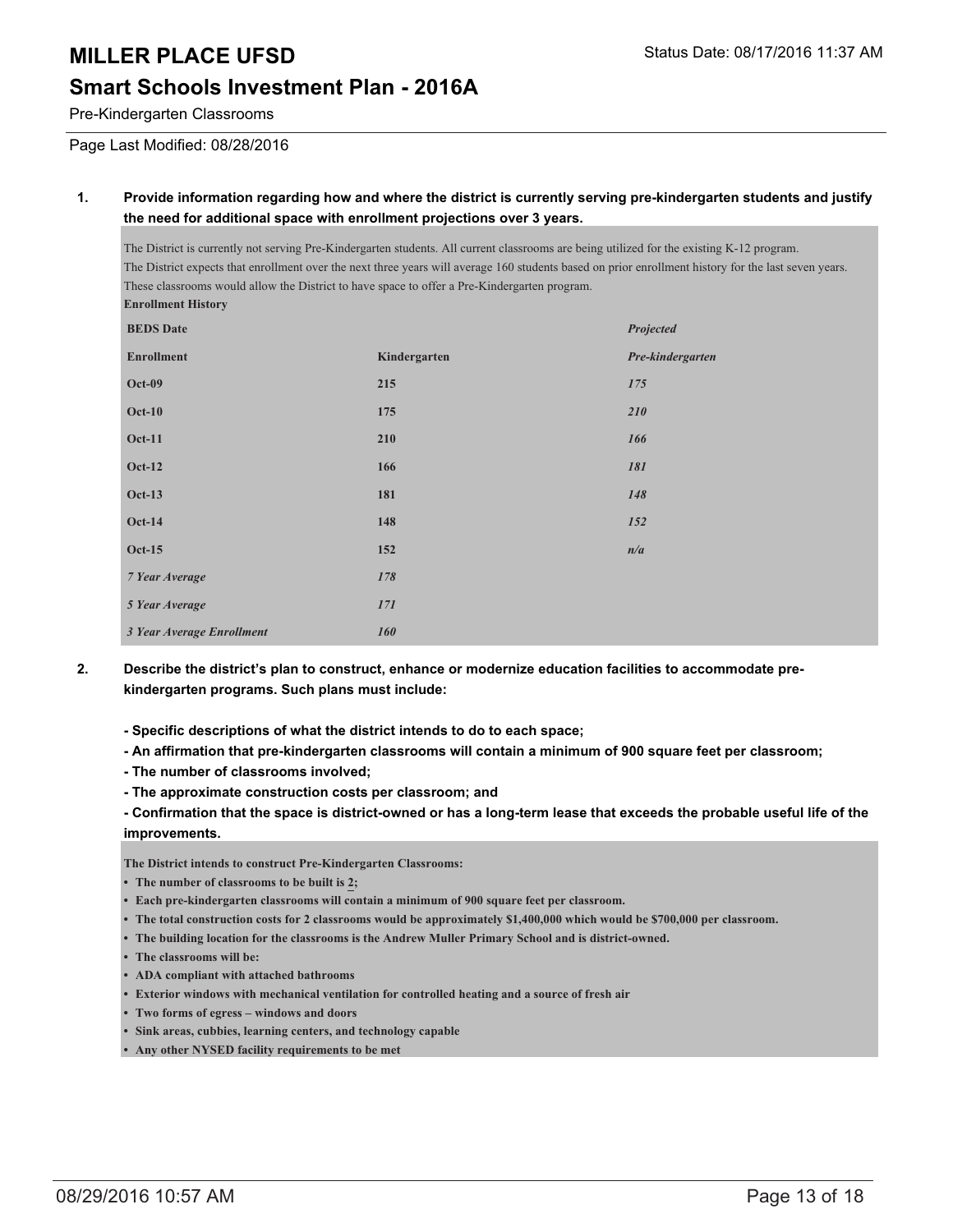# MILLER PLACE UFSD

## Smart Schools Investment Plan - 2016A

Pre-Kindergarten Classrooms

Page Last Modified: 08/28/2016

**1. Provide information regarding how and where the district is currently serving pre-kindergarten students and justify the need for additional space with enrollment projections over 3 years.**

The District is currently not serving Pre-Kindergarten students. All current classrooms are being utilized for the existing K-12 program.
The District expects that enrollment over the next three years will average 160 students based on prior enrollment history for the last seven years.
These classrooms would allow the District to have space to offer a Pre-Kindergarten program.

**Enrollment History**

| **BEDS Date** | | ***Projected*** |
|---|---|---|
| **Enrollment** | **Kindergarten** | ***Pre-kindergarten*** |
| **Oct-09** | **215** | ***175*** |
| **Oct-10** | **175** | ***210*** |
| **Oct-11** | **210** | ***166*** |
| **Oct-12** | **166** | ***181*** |
| **Oct-13** | **181** | ***148*** |
| **Oct-14** | **148** | ***152*** |
| **Oct-15** | **152** | ***n/a*** |
| ***7 Year Average*** | ***178*** | |
| ***5 Year Average*** | ***171*** | |
| ***3 Year Average Enrollment*** | ***160*** | |

**2. Describe the district's plan to construct, enhance or modernize education facilities to accommodate pre-kindergarten programs. Such plans must include:**

**- Specific descriptions of what the district intends to do to each space;**
**- An affirmation that pre-kindergarten classrooms will contain a minimum of 900 square feet per classroom;**
**- The number of classrooms involved;**
**- The approximate construction costs per classroom; and**
**- Confirmation that the space is district-owned or has a long-term lease that exceeds the probable useful life of the improvements.**

**The District intends to construct Pre-Kindergarten Classrooms:**

- **The number of classrooms to be built is 2;**
- **Each pre-kindergarten classrooms will contain a minimum of 900 square feet per classroom.**
- **The total construction costs for 2 classrooms would be approximately $1,400,000 which would be $700,000 per classroom.**
- **The building location for the classrooms is the Andrew Muller Primary School and is district-owned.**
- **The classrooms will be:**
- **ADA compliant with attached bathrooms**
- **Exterior windows with mechanical ventilation for controlled heating and a source of fresh air**
- **Two forms of egress – windows and doors**
- **Sink areas, cubbies, learning centers, and technology capable**
- **Any other NYSED facility requirements to be met**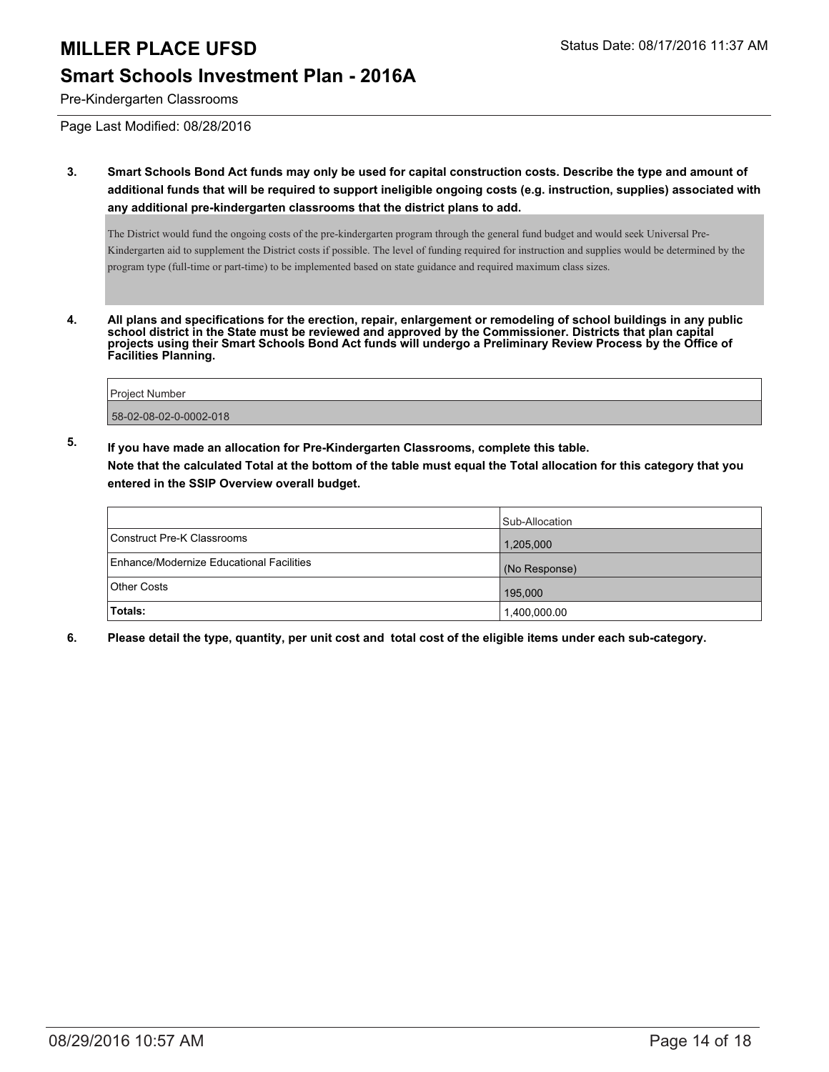# MILLER PLACE UFSD

Status Date: 08/17/2016 11:37 AM

## Smart Schools Investment Plan - 2016A

Pre-Kindergarten Classrooms

Page Last Modified: 08/28/2016

**3. Smart Schools Bond Act funds may only be used for capital construction costs. Describe the type and amount of additional funds that will be required to support ineligible ongoing costs (e.g. instruction, supplies) associated with any additional pre-kindergarten classrooms that the district plans to add.**

The District would fund the ongoing costs of the pre-kindergarten program through the general fund budget and would seek Universal Pre-Kindergarten aid to supplement the District costs if possible. The level of funding required for instruction and supplies would be determined by the program type (full-time or part-time) to be implemented based on state guidance and required maximum class sizes.

**4. All plans and specifications for the erection, repair, enlargement or remodeling of school buildings in any public school district in the State must be reviewed and approved by the Commissioner. Districts that plan capital projects using their Smart Schools Bond Act funds will undergo a Preliminary Review Process by the Office of Facilities Planning.**

| Project Number |
| --- |
| 58-02-08-02-0-0002-018 |

**5. If you have made an allocation for Pre-Kindergarten Classrooms, complete this table. Note that the calculated Total at the bottom of the table must equal the Total allocation for this category that you entered in the SSIP Overview overall budget.**

| | Sub-Allocation |
| --- | --- |
| Construct Pre-K Classrooms | 1,205,000 |
| Enhance/Modernize Educational Facilities | (No Response) |
| Other Costs | 195,000 |
| **Totals:** | 1,400,000.00 |

**6. Please detail the type, quantity, per unit cost and total cost of the eligible items under each sub-category.**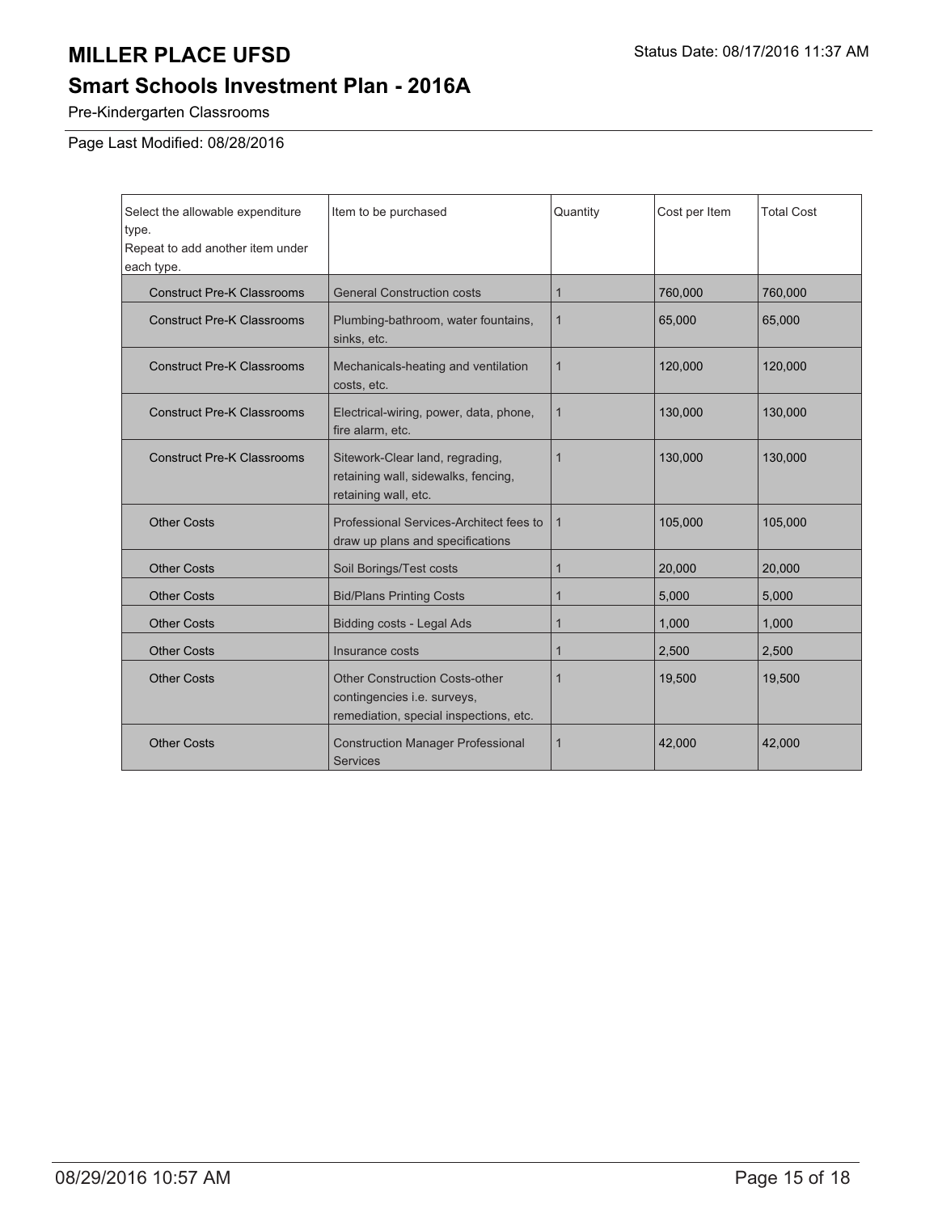# MILLER PLACE UFSD

Status Date: 08/17/2016 11:37 AM

## Smart Schools Investment Plan - 2016A

Pre-Kindergarten Classrooms

Page Last Modified: 08/28/2016

| Select the allowable expenditure type. Repeat to add another item under each type. | Item to be purchased | Quantity | Cost per Item | Total Cost |
|---|---|---|---|---|
| Construct Pre-K Classrooms | General Construction costs | 1 | 760,000 | 760,000 |
| Construct Pre-K Classrooms | Plumbing-bathroom, water fountains, sinks, etc. | 1 | 65,000 | 65,000 |
| Construct Pre-K Classrooms | Mechanicals-heating and ventilation costs, etc. | 1 | 120,000 | 120,000 |
| Construct Pre-K Classrooms | Electrical-wiring, power, data, phone, fire alarm, etc. | 1 | 130,000 | 130,000 |
| Construct Pre-K Classrooms | Sitework-Clear land, regrading, retaining wall, sidewalks, fencing, retaining wall, etc. | 1 | 130,000 | 130,000 |
| Other Costs | Professional Services-Architect fees to draw up plans and specifications | 1 | 105,000 | 105,000 |
| Other Costs | Soil Borings/Test costs | 1 | 20,000 | 20,000 |
| Other Costs | Bid/Plans Printing Costs | 1 | 5,000 | 5,000 |
| Other Costs | Bidding costs - Legal Ads | 1 | 1,000 | 1,000 |
| Other Costs | Insurance costs | 1 | 2,500 | 2,500 |
| Other Costs | Other Construction Costs-other contingencies i.e. surveys, remediation, special inspections, etc. | 1 | 19,500 | 19,500 |
| Other Costs | Construction Manager Professional Services | 1 | 42,000 | 42,000 |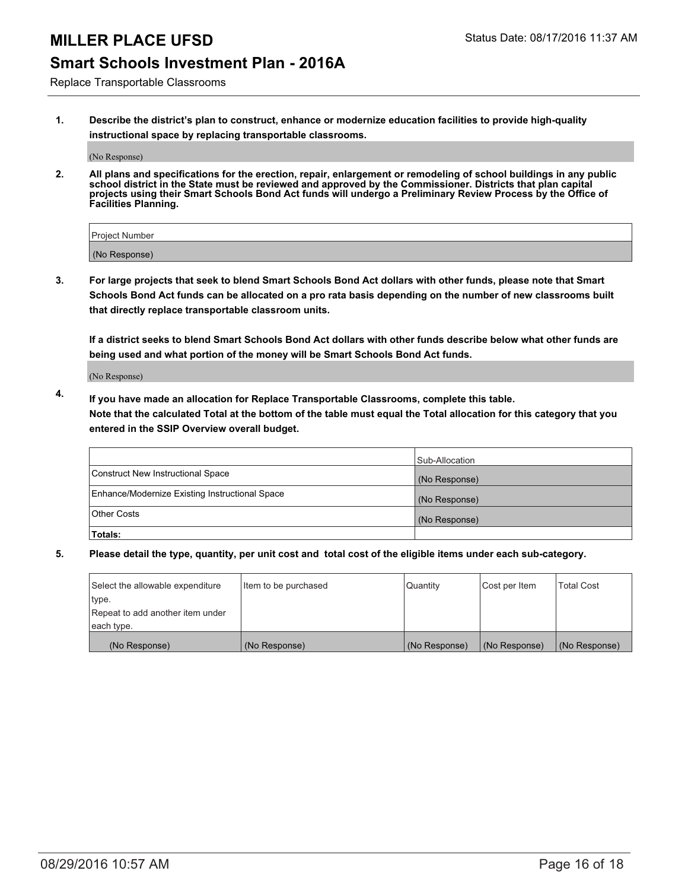## Replace Transportable Classrooms

**1. Describe the district's plan to construct, enhance or modernize education facilities to provide high-quality instructional space by replacing transportable classrooms.**

(No Response)

**2. All plans and specifications for the erection, repair, enlargement or remodeling of school buildings in any public school district in the State must be reviewed and approved by the Commissioner. Districts that plan capital projects using their Smart Schools Bond Act funds will undergo a Preliminary Review Process by the Office of Facilities Planning.**

| Project Number |
| --- |
| (No Response) |

**3. For large projects that seek to blend Smart Schools Bond Act dollars with other funds, please note that Smart Schools Bond Act funds can be allocated on a pro rata basis depending on the number of new classrooms built that directly replace transportable classroom units.**

**If a district seeks to blend Smart Schools Bond Act dollars with other funds describe below what other funds are being used and what portion of the money will be Smart Schools Bond Act funds.**

(No Response)

**4. If you have made an allocation for Replace Transportable Classrooms, complete this table. Note that the calculated Total at the bottom of the table must equal the Total allocation for this category that you entered in the SSIP Overview overall budget.**

| | Sub-Allocation |
| --- | --- |
| Construct New Instructional Space | (No Response) |
| Enhance/Modernize Existing Instructional Space | (No Response) |
| Other Costs | (No Response) |
| **Totals:** | |

**5. Please detail the type, quantity, per unit cost and total cost of the eligible items under each sub-category.**

| Select the allowable expenditure type. Repeat to add another item under each type. | Item to be purchased | Quantity | Cost per Item | Total Cost |
| --- | --- | --- | --- | --- |
| (No Response) | (No Response) | (No Response) | (No Response) | (No Response) |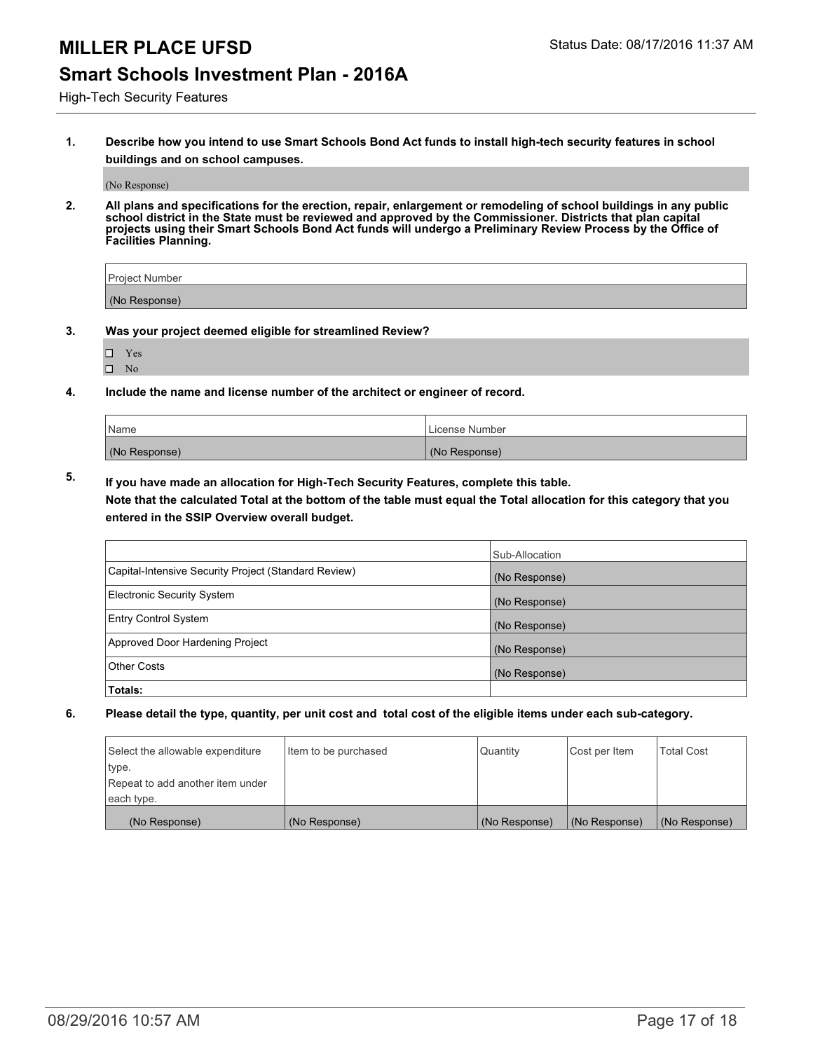# MILLER PLACE UFSD

Status Date: 08/17/2016 11:37 AM

## Smart Schools Investment Plan - 2016A

High-Tech Security Features

**1. Describe how you intend to use Smart Schools Bond Act funds to install high-tech security features in school buildings and on school campuses.**

(No Response)

**2. All plans and specifications for the erection, repair, enlargement or remodeling of school buildings in any public school district in the State must be reviewed and approved by the Commissioner. Districts that plan capital projects using their Smart Schools Bond Act funds will undergo a Preliminary Review Process by the Office of Facilities Planning.**

| Project Number |
|---|
| (No Response) |

**3. Was your project deemed eligible for streamlined Review?**

- ☐ Yes
- ☐ No

**4. Include the name and license number of the architect or engineer of record.**

| Name | License Number |
|---|---|
| (No Response) | (No Response) |

**5. If you have made an allocation for High-Tech Security Features, complete this table.**
**Note that the calculated Total at the bottom of the table must equal the Total allocation for this category that you entered in the SSIP Overview overall budget.**

| | Sub-Allocation |
|---|---|
| Capital-Intensive Security Project (Standard Review) | (No Response) |
| Electronic Security System | (No Response) |
| Entry Control System | (No Response) |
| Approved Door Hardening Project | (No Response) |
| Other Costs | (No Response) |
| **Totals:** | |

**6. Please detail the type, quantity, per unit cost and total cost of the eligible items under each sub-category.**

| Select the allowable expenditure type. Repeat to add another item under each type. | Item to be purchased | Quantity | Cost per Item | Total Cost |
|---|---|---|---|---|
| (No Response) | (No Response) | (No Response) | (No Response) | (No Response) |